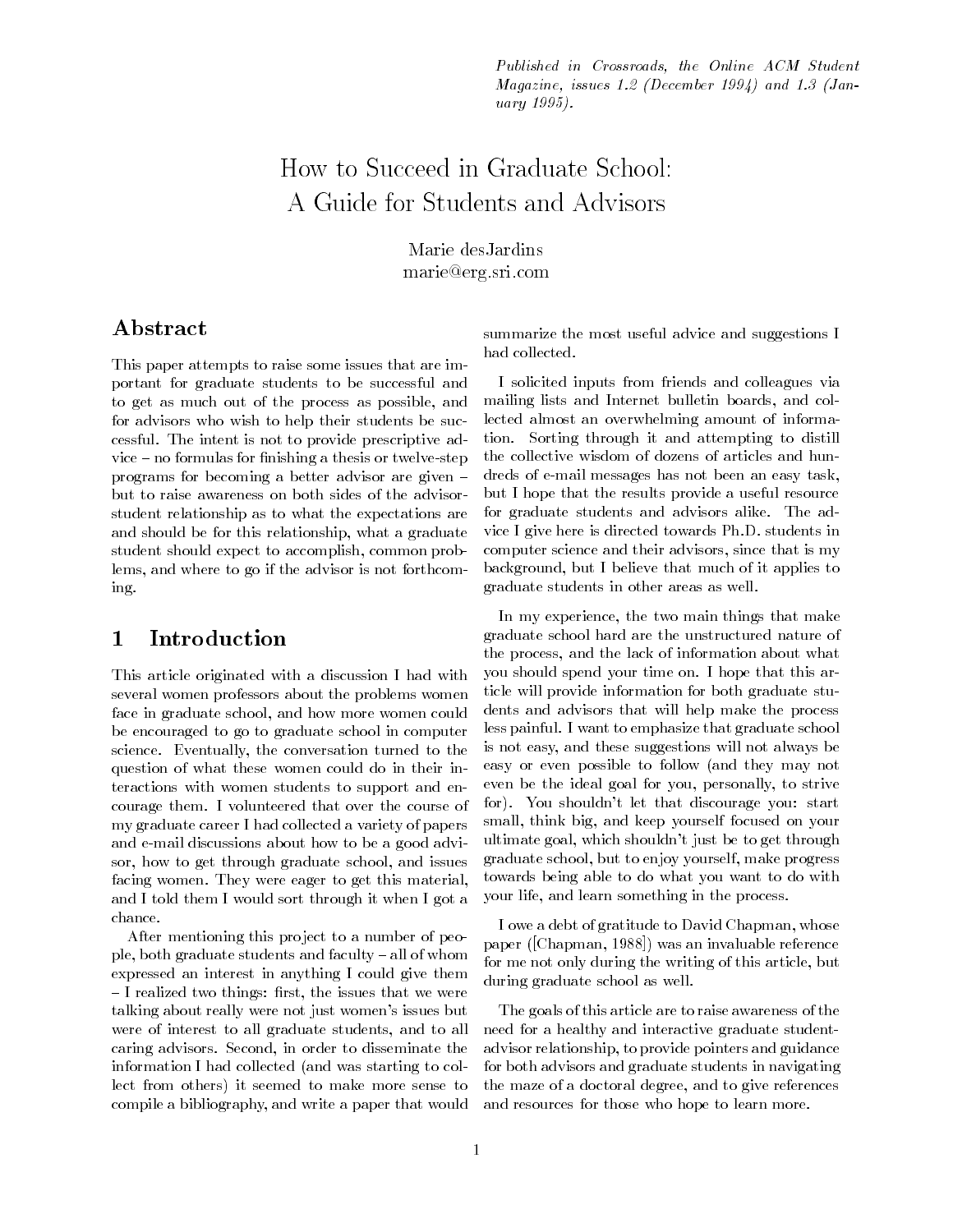*Published in Crossroads, the Online ACM Student Magazine, issues 1.2 (December 1994) and 1.3 (January 1995).*

# How to Succeed in Graduate School: A Guide for Students and Advisors

Marie desJardins
marie@erg.sri.com

## Abstract

This paper attempts to raise some issues that are important for graduate students to be successful and to get as much out of the process as possible, and for advisors who wish to help their students be successful. The intent is not to provide prescriptive advice – no formulas for finishing a thesis or twelve-step programs for becoming a better advisor are given – but to raise awareness on both sides of the advisor-student relationship as to what the expectations are and should be for this relationship, what a graduate student should expect to accomplish, common problems, and where to go if the advisor is not forthcoming.

## 1 Introduction

This article originated with a discussion I had with several women professors about the problems women face in graduate school, and how more women could be encouraged to go to graduate school in computer science. Eventually, the conversation turned to the question of what these women could do in their interactions with women students to support and encourage them. I volunteered that over the course of my graduate career I had collected a variety of papers and e-mail discussions about how to be a good advisor, how to get through graduate school, and issues facing women. They were eager to get this material, and I told them I would sort through it when I got a chance.

After mentioning this project to a number of people, both graduate students and faculty – all of whom expressed an interest in anything I could give them – I realized two things: first, the issues that we were talking about really were not just women's issues but were of interest to all graduate students, and to all caring advisors. Second, in order to disseminate the information I had collected (and was starting to collect from others) it seemed to make more sense to compile a bibliography, and write a paper that would summarize the most useful advice and suggestions I had collected.

I solicited inputs from friends and colleagues via mailing lists and Internet bulletin boards, and collected almost an overwhelming amount of information. Sorting through it and attempting to distill the collective wisdom of dozens of articles and hundreds of e-mail messages has not been an easy task, but I hope that the results provide a useful resource for graduate students and advisors alike. The advice I give here is directed towards Ph.D. students in computer science and their advisors, since that is my background, but I believe that much of it applies to graduate students in other areas as well.

In my experience, the two main things that make graduate school hard are the unstructured nature of the process, and the lack of information about what you should spend your time on. I hope that this article will provide information for both graduate students and advisors that will help make the process less painful. I want to emphasize that graduate school is not easy, and these suggestions will not always be easy or even possible to follow (and they may not even be the ideal goal for you, personally, to strive for). You shouldn't let that discourage you: start small, think big, and keep yourself focused on your ultimate goal, which shouldn't just be to get through graduate school, but to enjoy yourself, make progress towards being able to do what you want to do with your life, and learn something in the process.

I owe a debt of gratitude to David Chapman, whose paper ([Chapman, 1988]) was an invaluable reference for me not only during the writing of this article, but during graduate school as well.

The goals of this article are to raise awareness of the need for a healthy and interactive graduate student-advisor relationship, to provide pointers and guidance for both advisors and graduate students in navigating the maze of a doctoral degree, and to give references and resources for those who hope to learn more.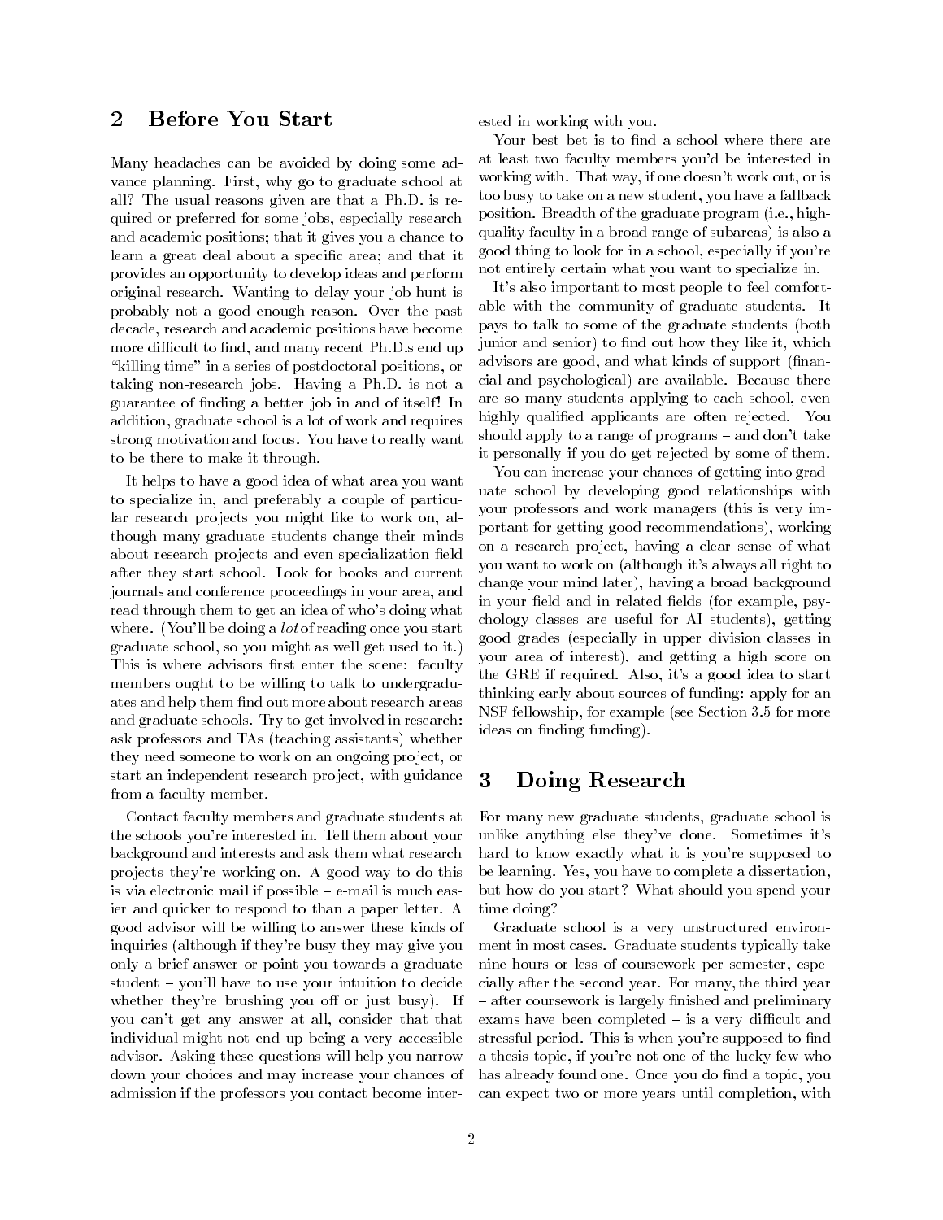## 2 Before You Start

Many headaches can be avoided by doing some advance planning. First, why go to graduate school at all? The usual reasons given are that a Ph.D. is required or preferred for some jobs, especially research and academic positions; that it gives you a chance to learn a great deal about a specific area; and that it provides an opportunity to develop ideas and perform original research. Wanting to delay your job hunt is probably not a good enough reason. Over the past decade, research and academic positions have become more difficult to find, and many recent Ph.D.s end up "killing time" in a series of postdoctoral positions, or taking non-research jobs. Having a Ph.D. is not a guarantee of finding a better job in and of itself! In addition, graduate school is a lot of work and requires strong motivation and focus. You have to really want to be there to make it through.

It helps to have a good idea of what area you want to specialize in, and preferably a couple of particular research projects you might like to work on, although many graduate students change their minds about research projects and even specialization field after they start school. Look for books and current journals and conference proceedings in your area, and read through them to get an idea of who's doing what where. (You'll be doing a *lot* of reading once you start graduate school, so you might as well get used to it.) This is where advisors first enter the scene: faculty members ought to be willing to talk to undergraduates and help them find out more about research areas and graduate schools. Try to get involved in research: ask professors and TAs (teaching assistants) whether they need someone to work on an ongoing project, or start an independent research project, with guidance from a faculty member.

Contact faculty members and graduate students at the schools you're interested in. Tell them about your background and interests and ask them what research projects they're working on. A good way to do this is via electronic mail if possible – e-mail is much easier and quicker to respond to than a paper letter. A good advisor will be willing to answer these kinds of inquiries (although if they're busy they may give you only a brief answer or point you towards a graduate student – you'll have to use your intuition to decide whether they're brushing you off or just busy). If you can't get any answer at all, consider that that individual might not end up being a very accessible advisor. Asking these questions will help you narrow down your choices and may increase your chances of admission if the professors you contact become interested in working with you.

Your best bet is to find a school where there are at least two faculty members you'd be interested in working with. That way, if one doesn't work out, or is too busy to take on a new student, you have a fallback position. Breadth of the graduate program (i.e., high-quality faculty in a broad range of subareas) is also a good thing to look for in a school, especially if you're not entirely certain what you want to specialize in.

It's also important to most people to feel comfortable with the community of graduate students. It pays to talk to some of the graduate students (both junior and senior) to find out how they like it, which advisors are good, and what kinds of support (financial and psychological) are available. Because there are so many students applying to each school, even highly qualified applicants are often rejected. You should apply to a range of programs – and don't take it personally if you do get rejected by some of them.

You can increase your chances of getting into graduate school by developing good relationships with your professors and work managers (this is very important for getting good recommendations), working on a research project, having a clear sense of what you want to work on (although it's always all right to change your mind later), having a broad background in your field and in related fields (for example, psychology classes are useful for AI students), getting good grades (especially in upper division classes in your area of interest), and getting a high score on the GRE if required. Also, it's a good idea to start thinking early about sources of funding: apply for an NSF fellowship, for example (see Section 3.5 for more ideas on finding funding).

## 3 Doing Research

For many new graduate students, graduate school is unlike anything else they've done. Sometimes it's hard to know exactly what it is you're supposed to be learning. Yes, you have to complete a dissertation, but how do you start? What should you spend your time doing?

Graduate school is a very unstructured environment in most cases. Graduate students typically take nine hours or less of coursework per semester, especially after the second year. For many, the third year – after coursework is largely finished and preliminary exams have been completed – is a very difficult and stressful period. This is when you're supposed to find a thesis topic, if you're not one of the lucky few who has already found one. Once you do find a topic, you can expect two or more years until completion, with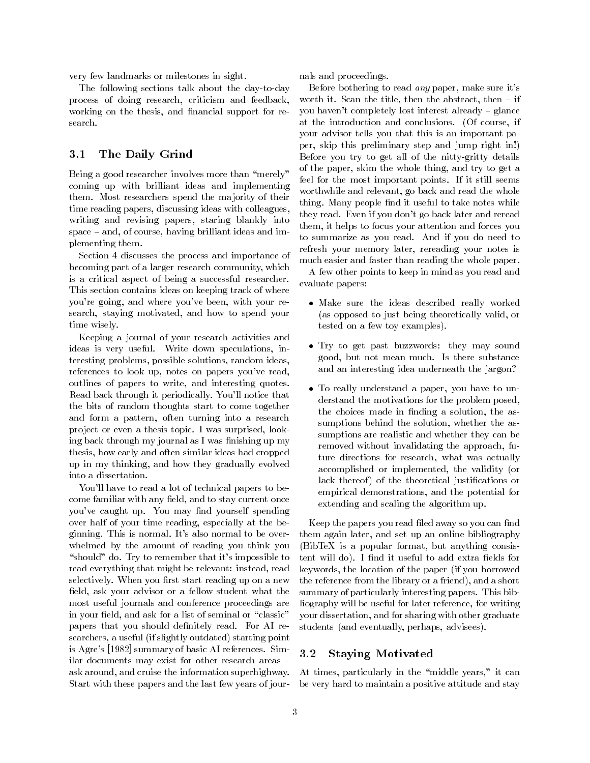very few landmarks or milestones in sight.

The following sections talk about the day-to-day process of doing research, criticism and feedback, working on the thesis, and financial support for research.

## 3.1 The Daily Grind

Being a good researcher involves more than "merely" coming up with brilliant ideas and implementing them. Most researchers spend the majority of their time reading papers, discussing ideas with colleagues, writing and revising papers, staring blankly into space – and, of course, having brilliant ideas and implementing them.

Section 4 discusses the process and importance of becoming part of a larger research community, which is a critical aspect of being a successful researcher. This section contains ideas on keeping track of where you're going, and where you've been, with your research, staying motivated, and how to spend your time wisely.

Keeping a journal of your research activities and ideas is very useful. Write down speculations, interesting problems, possible solutions, random ideas, references to look up, notes on papers you've read, outlines of papers to write, and interesting quotes. Read back through it periodically. You'll notice that the bits of random thoughts start to come together and form a pattern, often turning into a research project or even a thesis topic. I was surprised, looking back through my journal as I was finishing up my thesis, how early and often similar ideas had cropped up in my thinking, and how they gradually evolved into a dissertation.

You'll have to read a lot of technical papers to become familiar with any field, and to stay current once you've caught up. You may find yourself spending over half of your time reading, especially at the beginning. This is normal. It's also normal to be overwhelmed by the amount of reading you think you "should" do. Try to remember that it's impossible to read everything that might be relevant: instead, read selectively. When you first start reading up on a new field, ask your advisor or a fellow student what the most useful journals and conference proceedings are in your field, and ask for a list of seminal or "classic" papers that you should definitely read. For AI researchers, a useful (if slightly outdated) starting point is Agre's [1982] summary of basic AI references. Similar documents may exist for other research areas – ask around, and cruise the information superhighway. Start with these papers and the last few years of journals and proceedings.

Before bothering to read *any* paper, make sure it's worth it. Scan the title, then the abstract, then – if you haven't completely lost interest already – glance at the introduction and conclusions. (Of course, if your advisor tells you that this is an important paper, skip this preliminary step and jump right in!) Before you try to get all of the nitty-gritty details of the paper, skim the whole thing, and try to get a feel for the most important points. If it still seems worthwhile and relevant, go back and read the whole thing. Many people find it useful to take notes while they read. Even if you don't go back later and reread them, it helps to focus your attention and forces you to summarize as you read. And if you do need to refresh your memory later, rereading your notes is much easier and faster than reading the whole paper.

A few other points to keep in mind as you read and evaluate papers:

- Make sure the ideas described really worked (as opposed to just being theoretically valid, or tested on a few toy examples).
- Try to get past buzzwords: they may sound good, but not mean much. Is there substance and an interesting idea underneath the jargon?
- To really understand a paper, you have to understand the motivations for the problem posed, the choices made in finding a solution, the assumptions behind the solution, whether the assumptions are realistic and whether they can be removed without invalidating the approach, future directions for research, what was actually accomplished or implemented, the validity (or lack thereof) of the theoretical justifications or empirical demonstrations, and the potential for extending and scaling the algorithm up.

Keep the papers you read filed away so you can find them again later, and set up an online bibliography (BibTeX is a popular format, but anything consistent will do). I find it useful to add extra fields for keywords, the location of the paper (if you borrowed the reference from the library or a friend), and a short summary of particularly interesting papers. This bibliography will be useful for later reference, for writing your dissertation, and for sharing with other graduate students (and eventually, perhaps, advisees).

## 3.2 Staying Motivated

At times, particularly in the "middle years," it can be very hard to maintain a positive attitude and stay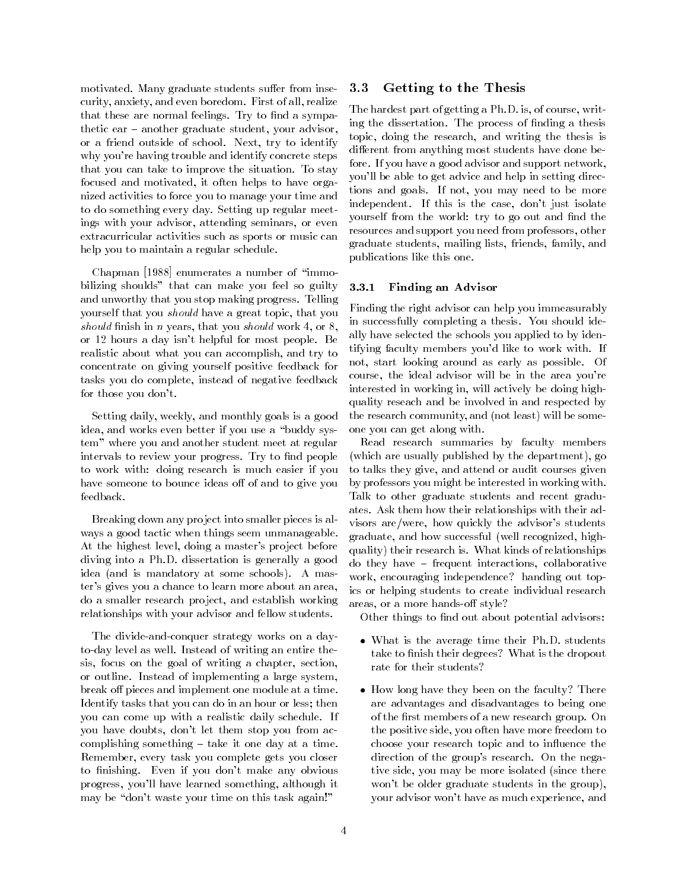motivated. Many graduate students suffer from insecurity, anxiety, and even boredom. First of all, realize that these are normal feelings. Try to find a sympathetic ear – another graduate student, your advisor, or a friend outside of school. Next, try to identify why you're having trouble and identify concrete steps that you can take to improve the situation. To stay focused and motivated, it often helps to have organized activities to force you to manage your time and to do something every day. Setting up regular meetings with your advisor, attending seminars, or even extracurricular activities such as sports or music can help you to maintain a regular schedule.

Chapman [1988] enumerates a number of "immobilizing shoulds" that can make you feel so guilty and unworthy that you stop making progress. Telling yourself that you *should* have a great topic, that you *should* finish in $n$ years, that you *should* work 4, or 8, or 12 hours a day isn't helpful for most people. Be realistic about what you can accomplish, and try to concentrate on giving yourself positive feedback for tasks you do complete, instead of negative feedback for those you don't.

Setting daily, weekly, and monthly goals is a good idea, and works even better if you use a "buddy system" where you and another student meet at regular intervals to review your progress. Try to find people to work with: doing research is much easier if you have someone to bounce ideas off of and to give you feedback.

Breaking down any project into smaller pieces is always a good tactic when things seem unmanageable. At the highest level, doing a master's project before diving into a Ph.D. dissertation is generally a good idea (and is mandatory at some schools). A master's gives you a chance to learn more about an area, do a smaller research project, and establish working relationships with your advisor and fellow students.

The divide-and-conquer strategy works on a day-to-day level as well. Instead of writing an entire thesis, focus on the goal of writing a chapter, section, or outline. Instead of implementing a large system, break off pieces and implement one module at a time. Identify tasks that you can do in an hour or less; then you can come up with a realistic daily schedule. If you have doubts, don't let them stop you from accomplishing something – take it one day at a time. Remember, every task you complete gets you closer to finishing. Even if you don't make any obvious progress, you'll have learned something, although it may be "don't waste your time on this task again!"

## 3.3 Getting to the Thesis

The hardest part of getting a Ph.D. is, of course, writing the dissertation. The process of finding a thesis topic, doing the research, and writing the thesis is different from anything most students have done before. If you have a good advisor and support network, you'll be able to get advice and help in setting directions and goals. If not, you may need to be more independent. If this is the case, don't just isolate yourself from the world: try to go out and find the resources and support you need from professors, other graduate students, mailing lists, friends, family, and publications like this one.

### 3.3.1 Finding an Advisor

Finding the right advisor can help you immeasurably in successfully completing a thesis. You should ideally have selected the schools you applied to by identifying faculty members you'd like to work with. If not, start looking around as early as possible. Of course, the ideal advisor will be in the area you're interested in working in, will actively be doing high-quality reseach and be involved in and respected by the research community, and (not least) will be someone you can get along with.

Read research summaries by faculty members (which are usually published by the department), go to talks they give, and attend or audit courses given by professors you might be interested in working with. Talk to other graduate students and recent graduates. Ask them how their relationships with their advisors are/were, how quickly the advisor's students graduate, and how successful (well recognized, high-quality) their research is. What kinds of relationships do they have – frequent interactions, collaborative work, encouraging independence? handing out topics or helping students to create individual research areas, or a more hands-off style?

Other things to find out about potential advisors:

- What is the average time their Ph.D. students take to finish their degrees? What is the dropout rate for their students?
- How long have they been on the faculty? There are advantages and disadvantages to being one of the first members of a new research group. On the positive side, you often have more freedom to choose your research topic and to influence the direction of the group's research. On the negative side, you may be more isolated (since there won't be older graduate students in the group), your advisor won't have as much experience, and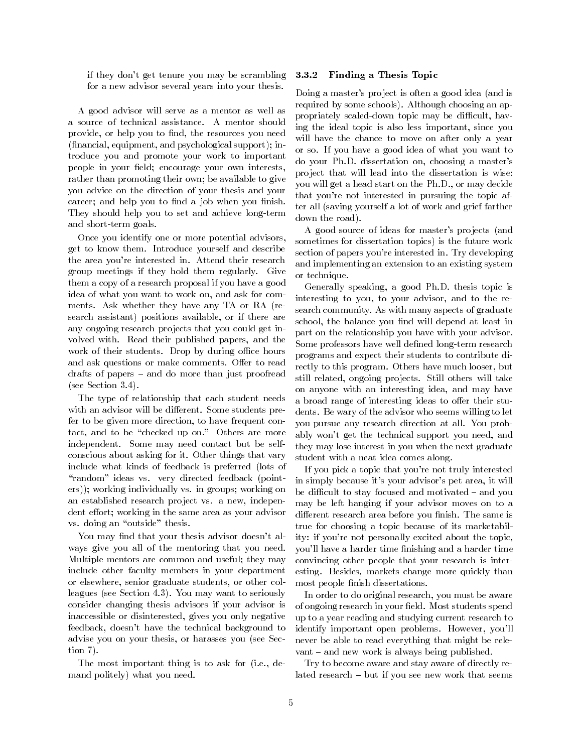if they don't get tenure you may be scrambling for a new advisor several years into your thesis.

A good advisor will serve as a mentor as well as a source of technical assistance. A mentor should provide, or help you to find, the resources you need (financial, equipment, and psychological support); introduce you and promote your work to important people in your field; encourage your own interests, rather than promoting their own; be available to give you advice on the direction of your thesis and your career; and help you to find a job when you finish. They should help you to set and achieve long-term and short-term goals.

Once you identify one or more potential advisors, get to know them. Introduce yourself and describe the area you're interested in. Attend their research group meetings if they hold them regularly. Give them a copy of a research proposal if you have a good idea of what you want to work on, and ask for comments. Ask whether they have any TA or RA (research assistant) positions available, or if there are any ongoing research projects that you could get involved with. Read their published papers, and the work of their students. Drop by during office hours and ask questions or make comments. Offer to read drafts of papers – and do more than just proofread (see Section 3.4).

The type of relationship that each student needs with an advisor will be different. Some students prefer to be given more direction, to have frequent contact, and to be "checked up on." Others are more independent. Some may need contact but be self-conscious about asking for it. Other things that vary include what kinds of feedback is preferred (lots of "random" ideas vs. very directed feedback (pointers)); working individually vs. in groups; working on an established research project vs. a new, independent effort; working in the same area as your advisor vs. doing an "outside" thesis.

You may find that your thesis advisor doesn't always give you all of the mentoring that you need. Multiple mentors are common and useful; they may include other faculty members in your department or elsewhere, senior graduate students, or other colleagues (see Section 4.3). You may want to seriously consider changing thesis advisors if your advisor is inaccessible or disinterested, gives you only negative feedback, doesn't have the technical background to advise you on your thesis, or harasses you (see Section 7).

The most important thing is to ask for (i.e., demand politely) what you need.

### 3.3.2 Finding a Thesis Topic

Doing a master's project is often a good idea (and is required by some schools). Although choosing an appropriately scaled-down topic may be difficult, having the ideal topic is also less important, since you will have the chance to move on after only a year or so. If you have a good idea of what you want to do your Ph.D. dissertation on, choosing a master's project that will lead into the dissertation is wise: you will get a head start on the Ph.D., or may decide that you're not interested in pursuing the topic after all (saving yourself a lot of work and grief farther down the road).

A good source of ideas for master's projects (and sometimes for dissertation topics) is the future work section of papers you're interested in. Try developing and implementing an extension to an existing system or technique.

Generally speaking, a good Ph.D. thesis topic is interesting to you, to your advisor, and to the research community. As with many aspects of graduate school, the balance you find will depend at least in part on the relationship you have with your advisor. Some professors have well defined long-term research programs and expect their students to contribute directly to this program. Others have much looser, but still related, ongoing projects. Still others will take on anyone with an interesting idea, and may have a broad range of interesting ideas to offer their students. Be wary of the advisor who seems willing to let you pursue any research direction at all. You probably won't get the technical support you need, and they may lose interest in you when the next graduate student with a neat idea comes along.

If you pick a topic that you're not truly interested in simply because it's your advisor's pet area, it will be difficult to stay focused and motivated – and you may be left hanging if your advisor moves on to a different research area before you finish. The same is true for choosing a topic because of its marketability: if you're not personally excited about the topic, you'll have a harder time finishing and a harder time convincing other people that your research is interesting. Besides, markets change more quickly than most people finish dissertations.

In order to do original research, you must be aware of ongoing research in your field. Most students spend up to a year reading and studying current research to identify important open problems. However, you'll never be able to read everything that might be relevant – and new work is always being published.

Try to become aware and stay aware of directly related research – but if you see new work that seems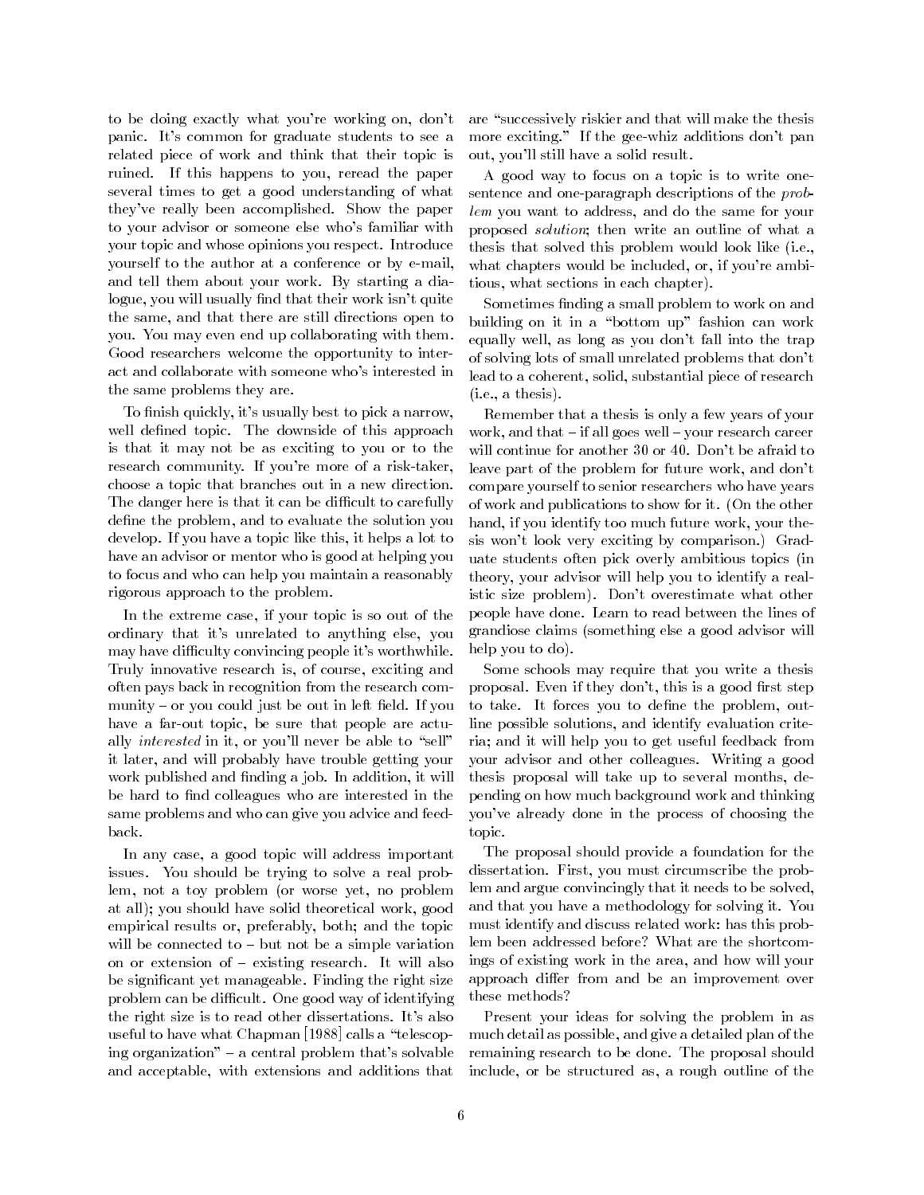to be doing exactly what you're working on, don't panic. It's common for graduate students to see a related piece of work and think that their topic is ruined. If this happens to you, reread the paper several times to get a good understanding of what they've really been accomplished. Show the paper to your advisor or someone else who's familiar with your topic and whose opinions you respect. Introduce yourself to the author at a conference or by e-mail, and tell them about your work. By starting a dialogue, you will usually find that their work isn't quite the same, and that there are still directions open to you. You may even end up collaborating with them. Good researchers welcome the opportunity to interact and collaborate with someone who's interested in the same problems they are.

To finish quickly, it's usually best to pick a narrow, well defined topic. The downside of this approach is that it may not be as exciting to you or to the research community. If you're more of a risk-taker, choose a topic that branches out in a new direction. The danger here is that it can be difficult to carefully define the problem, and to evaluate the solution you develop. If you have a topic like this, it helps a lot to have an advisor or mentor who is good at helping you to focus and who can help you maintain a reasonably rigorous approach to the problem.

In the extreme case, if your topic is so out of the ordinary that it's unrelated to anything else, you may have difficulty convincing people it's worthwhile. Truly innovative research is, of course, exciting and often pays back in recognition from the research community – or you could just be out in left field. If you have a far-out topic, be sure that people are actually *interested* in it, or you'll never be able to "sell" it later, and will probably have trouble getting your work published and finding a job. In addition, it will be hard to find colleagues who are interested in the same problems and who can give you advice and feedback.

In any case, a good topic will address important issues. You should be trying to solve a real problem, not a toy problem (or worse yet, no problem at all); you should have solid theoretical work, good empirical results or, preferably, both; and the topic will be connected to – but not be a simple variation on or extension of – existing research. It will also be significant yet manageable. Finding the right size problem can be difficult. One good way of identifying the right size is to read other dissertations. It's also useful to have what Chapman [1988] calls a "telescoping organization" – a central problem that's solvable and acceptable, with extensions and additions that are "successively riskier and that will make the thesis more exciting." If the gee-whiz additions don't pan out, you'll still have a solid result.

A good way to focus on a topic is to write one-sentence and one-paragraph descriptions of the *problem* you want to address, and do the same for your proposed *solution*; then write an outline of what a thesis that solved this problem would look like (i.e., what chapters would be included, or, if you're ambitious, what sections in each chapter).

Sometimes finding a small problem to work on and building on it in a "bottom up" fashion can work equally well, as long as you don't fall into the trap of solving lots of small unrelated problems that don't lead to a coherent, solid, substantial piece of research (i.e., a thesis).

Remember that a thesis is only a few years of your work, and that – if all goes well – your research career will continue for another 30 or 40. Don't be afraid to leave part of the problem for future work, and don't compare yourself to senior researchers who have years of work and publications to show for it. (On the other hand, if you identify too much future work, your thesis won't look very exciting by comparison.) Graduate students often pick overly ambitious topics (in theory, your advisor will help you to identify a realistic size problem). Don't overestimate what other people have done. Learn to read between the lines of grandiose claims (something else a good advisor will help you to do).

Some schools may require that you write a thesis proposal. Even if they don't, this is a good first step to take. It forces you to define the problem, outline possible solutions, and identify evaluation criteria; and it will help you to get useful feedback from your advisor and other colleagues. Writing a good thesis proposal will take up to several months, depending on how much background work and thinking you've already done in the process of choosing the topic.

The proposal should provide a foundation for the dissertation. First, you must circumscribe the problem and argue convincingly that it needs to be solved, and that you have a methodology for solving it. You must identify and discuss related work: has this problem been addressed before? What are the shortcomings of existing work in the area, and how will your approach differ from and be an improvement over these methods?

Present your ideas for solving the problem in as much detail as possible, and give a detailed plan of the remaining research to be done. The proposal should include, or be structured as, a rough outline of the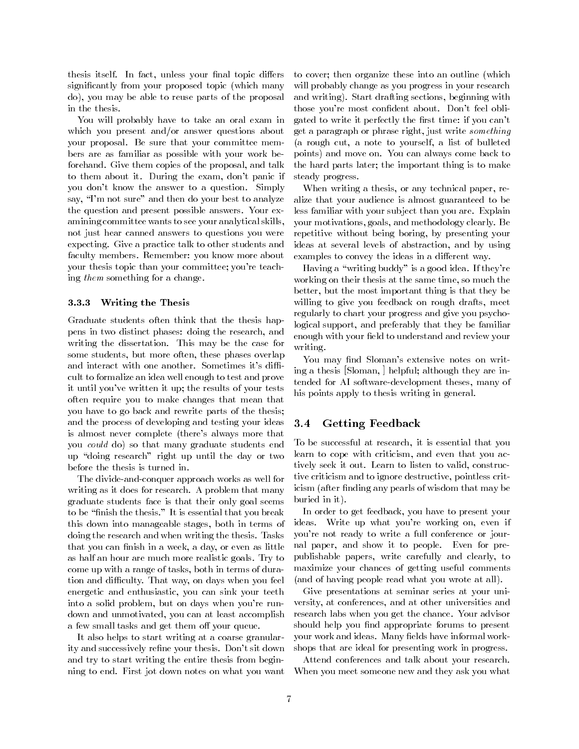thesis itself. In fact, unless your final topic differs significantly from your proposed topic (which many do), you may be able to reuse parts of the proposal in the thesis.

You will probably have to take an oral exam in which you present and/or answer questions about your proposal. Be sure that your committee members are as familiar as possible with your work beforehand. Give them copies of the proposal, and talk to them about it. During the exam, don't panic if you don't know the answer to a question. Simply say, "I'm not sure" and then do your best to analyze the question and present possible answers. Your examining committee wants to see your analytical skills, not just hear canned answers to questions you were expecting. Give a practice talk to other students and faculty members. Remember: you know more about your thesis topic than your committee; you're teaching *them* something for a change.

### 3.3.3 Writing the Thesis

Graduate students often think that the thesis happens in two distinct phases: doing the research, and writing the dissertation. This may be the case for some students, but more often, these phases overlap and interact with one another. Sometimes it's difficult to formalize an idea well enough to test and prove it until you've written it up; the results of your tests often require you to make changes that mean that you have to go back and rewrite parts of the thesis; and the process of developing and testing your ideas is almost never complete (there's always more that you *could* do) so that many graduate students end up "doing research" right up until the day or two before the thesis is turned in.

The divide-and-conquer approach works as well for writing as it does for research. A problem that many graduate students face is that their only goal seems to be "finish the thesis." It is essential that you break this down into manageable stages, both in terms of doing the research and when writing the thesis. Tasks that you can finish in a week, a day, or even as little as half an hour are much more realistic goals. Try to come up with a range of tasks, both in terms of duration and difficulty. That way, on days when you feel energetic and enthusiastic, you can sink your teeth into a solid problem, but on days when you're rundown and unmotivated, you can at least accomplish a few small tasks and get them off your queue.

It also helps to start writing at a coarse granularity and successively refine your thesis. Don't sit down and try to start writing the entire thesis from beginning to end. First jot down notes on what you want to cover; then organize these into an outline (which will probably change as you progress in your research and writing). Start drafting sections, beginning with those you're most confident about. Don't feel obligated to write it perfectly the first time: if you can't get a paragraph or phrase right, just write *something* (a rough cut, a note to yourself, a list of bulleted points) and move on. You can always come back to the hard parts later; the important thing is to make steady progress.

When writing a thesis, or any technical paper, realize that your audience is almost guaranteed to be less familiar with your subject than you are. Explain your motivations, goals, and methodology clearly. Be repetitive without being boring, by presenting your ideas at several levels of abstraction, and by using examples to convey the ideas in a different way.

Having a "writing buddy" is a good idea. If they're working on their thesis at the same time, so much the better, but the most important thing is that they be willing to give you feedback on rough drafts, meet regularly to chart your progress and give you psychological support, and preferably that they be familiar enough with your field to understand and review your writing.

You may find Sloman's extensive notes on writing a thesis [Sloman, ] helpful; although they are intended for AI software-development theses, many of his points apply to thesis writing in general.

## 3.4 Getting Feedback

To be successful at research, it is essential that you learn to cope with criticism, and even that you actively seek it out. Learn to listen to valid, constructive criticism and to ignore destructive, pointless criticism (after finding any pearls of wisdom that may be buried in it).

In order to get feedback, you have to present your ideas. Write up what you're working on, even if you're not ready to write a full conference or journal paper, and show it to people. Even for prepublishable papers, write carefully and clearly, to maximize your chances of getting useful comments (and of having people read what you wrote at all).

Give presentations at seminar series at your university, at conferences, and at other universities and research labs when you get the chance. Your advisor should help you find appropriate forums to present your work and ideas. Many fields have informal workshops that are ideal for presenting work in progress.

Attend conferences and talk about your research. When you meet someone new and they ask you what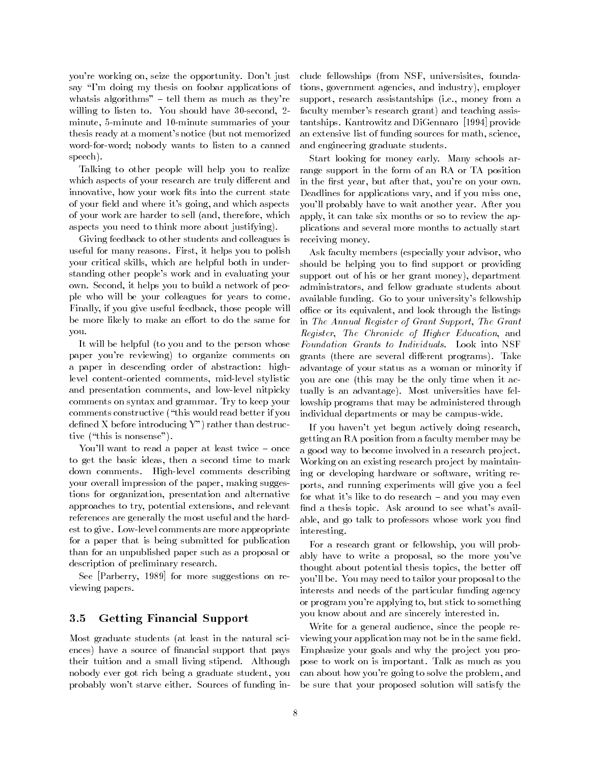you're working on, seize the opportunity. Don't just say "I'm doing my thesis on foobar applications of whatsis algorithms" – tell them as much as they're willing to listen to. You should have 30-second, 2-minute, 5-minute and 10-minute summaries of your thesis ready at a moment's notice (but not memorized word-for-word; nobody wants to listen to a canned speech).

Talking to other people will help you to realize which aspects of your research are truly different and innovative, how your work fits into the current state of your field and where it's going, and which aspects of your work are harder to sell (and, therefore, which aspects you need to think more about justifying).

Giving feedback to other students and colleagues is useful for many reasons. First, it helps you to polish your critical skills, which are helpful both in understanding other people's work and in evaluating your own. Second, it helps you to build a network of people who will be your colleagues for years to come. Finally, if you give useful feedback, those people will be more likely to make an effort to do the same for you.

It will be helpful (to you and to the person whose paper you're reviewing) to organize comments on a paper in descending order of abstraction: high-level content-oriented comments, mid-level stylistic and presentation comments, and low-level nitpicky comments on syntax and grammar. Try to keep your comments constructive ("this would read better if you defined X before introducing Y") rather than destructive ("this is nonsense").

You'll want to read a paper at least twice – once to get the basic ideas, then a second time to mark down comments. High-level comments describing your overall impression of the paper, making suggestions for organization, presentation and alternative approaches to try, potential extensions, and relevant references are generally the most useful and the hardest to give. Low-level comments are more appropriate for a paper that is being submitted for publication than for an unpublished paper such as a proposal or description of preliminary research.

See [Parberry, 1989] for more suggestions on reviewing papers.

### 3.5 Getting Financial Support

Most graduate students (at least in the natural sciences) have a source of financial support that pays their tuition and a small living stipend. Although nobody ever got rich being a graduate student, you probably won't starve either. Sources of funding include fellowships (from NSF, universisites, foundations, government agencies, and industry), employer support, research assistantships (i.e., money from a faculty member's research grant) and teaching assistantships. Kantrowitz and DiGennaro [1994] provide an extensive list of funding sources for math, science, and engineering graduate students.

Start looking for money early. Many schools arrange support in the form of an RA or TA position in the first year, but after that, you're on your own. Deadlines for applications vary, and if you miss one, you'll probably have to wait another year. After you apply, it can take six months or so to review the applications and several more months to actually start receiving money.

Ask faculty members (especially your advisor, who should be helping you to find support or providing support out of his or her grant money), department administrators, and fellow graduate students about available funding. Go to your university's fellowship office or its equivalent, and look through the listings in *The Annual Register of Grant Support*, *The Grant Register*, *The Chronicle of Higher Education*, and *Foundation Grants to Individuals*. Look into NSF grants (there are several different programs). Take advantage of your status as a woman or minority if you are one (this may be the only time when it actually is an advantage). Most universities have fellowship programs that may be administered through individual departments or may be campus-wide.

If you haven't yet begun actively doing research, getting an RA position from a faculty member may be a good way to become involved in a research project. Working on an existing research project by maintaining or developing hardware or software, writing reports, and running experiments will give you a feel for what it's like to do research – and you may even find a thesis topic. Ask around to see what's available, and go talk to professors whose work you find interesting.

For a research grant or fellowship, you will probably have to write a proposal, so the more you've thought about potential thesis topics, the better off you'll be. You may need to tailor your proposal to the interests and needs of the particular funding agency or program you're applying to, but stick to something you know about and are sincerely interested in.

Write for a general audience, since the people reviewing your application may not be in the same field. Emphasize your goals and why the project you propose to work on is important. Talk as much as you can about how you're going to solve the problem, and be sure that your proposed solution will satisfy the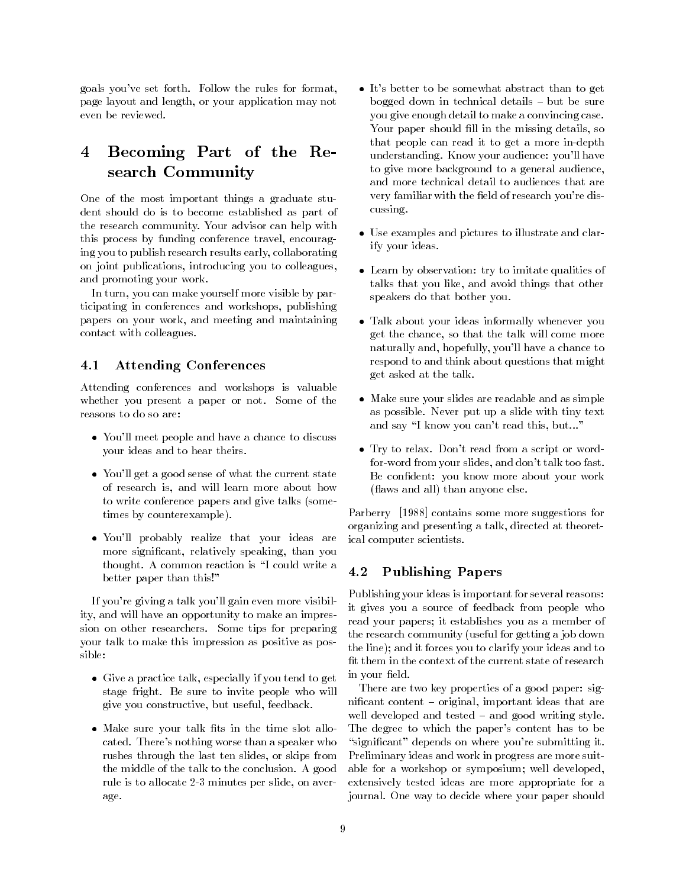goals you've set forth. Follow the rules for format, page layout and length, or your application may not even be reviewed.

# 4 Becoming Part of the Research Community

One of the most important things a graduate student should do is to become established as part of the research community. Your advisor can help with this process by funding conference travel, encouraging you to publish research results early, collaborating on joint publications, introducing you to colleagues, and promoting your work.

In turn, you can make yourself more visible by participating in conferences and workshops, publishing papers on your work, and meeting and maintaining contact with colleagues.

## 4.1 Attending Conferences

Attending conferences and workshops is valuable whether you present a paper or not. Some of the reasons to do so are:

- You'll meet people and have a chance to discuss your ideas and to hear theirs.
- You'll get a good sense of what the current state of research is, and will learn more about how to write conference papers and give talks (sometimes by counterexample).
- You'll probably realize that your ideas are more significant, relatively speaking, than you thought. A common reaction is "I could write a better paper than this!"

If you're giving a talk you'll gain even more visibility, and will have an opportunity to make an impression on other researchers. Some tips for preparing your talk to make this impression as positive as possible:

- Give a practice talk, especially if you tend to get stage fright. Be sure to invite people who will give you constructive, but useful, feedback.
- Make sure your talk fits in the time slot allocated. There's nothing worse than a speaker who rushes through the last ten slides, or skips from the middle of the talk to the conclusion. A good rule is to allocate 2-3 minutes per slide, on average.
- It's better to be somewhat abstract than to get bogged down in technical details – but be sure you give enough detail to make a convincing case. Your paper should fill in the missing details, so that people can read it to get a more in-depth understanding. Know your audience: you'll have to give more background to a general audience, and more technical detail to audiences that are very familiar with the field of research you're discussing.
- Use examples and pictures to illustrate and clarify your ideas.
- Learn by observation: try to imitate qualities of talks that you like, and avoid things that other speakers do that bother you.
- Talk about your ideas informally whenever you get the chance, so that the talk will come more naturally and, hopefully, you'll have a chance to respond to and think about questions that might get asked at the talk.
- Make sure your slides are readable and as simple as possible. Never put up a slide with tiny text and say "I know you can't read this, but..."
- Try to relax. Don't read from a script or word-for-word from your slides, and don't talk too fast. Be confident: you know more about your work (flaws and all) than anyone else.

Parberry [1988] contains some more suggestions for organizing and presenting a talk, directed at theoretical computer scientists.

## 4.2 Publishing Papers

Publishing your ideas is important for several reasons: it gives you a source of feedback from people who read your papers; it establishes you as a member of the research community (useful for getting a job down the line); and it forces you to clarify your ideas and to fit them in the context of the current state of research in your field.

There are two key properties of a good paper: significant content – original, important ideas that are well developed and tested – and good writing style. The degree to which the paper's content has to be "significant" depends on where you're submitting it. Preliminary ideas and work in progress are more suitable for a workshop or symposium; well developed, extensively tested ideas are more appropriate for a journal. One way to decide where your paper should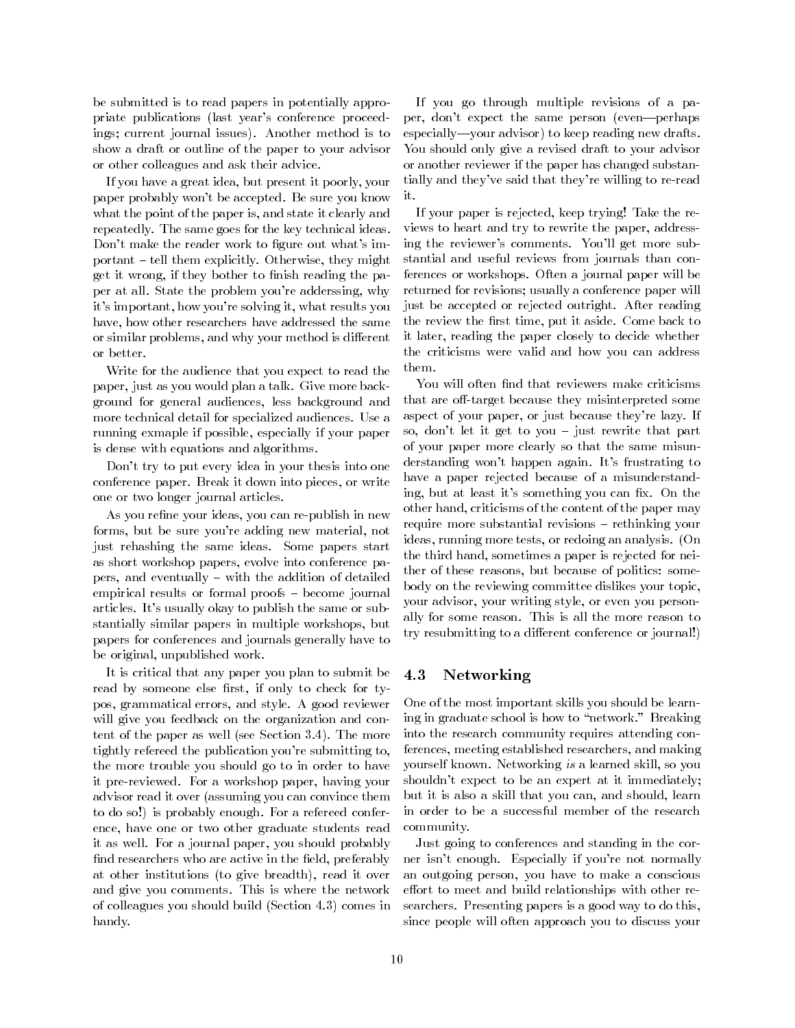be submitted is to read papers in potentially appropriate publications (last year's conference proceedings; current journal issues). Another method is to show a draft or outline of the paper to your advisor or other colleagues and ask their advice.

If you have a great idea, but present it poorly, your paper probably won't be accepted. Be sure you know what the point of the paper is, and state it clearly and repeatedly. The same goes for the key technical ideas. Don't make the reader work to figure out what's important – tell them explicitly. Otherwise, they might get it wrong, if they bother to finish reading the paper at all. State the problem you're adderssing, why it's important, how you're solving it, what results you have, how other researchers have addressed the same or similar problems, and why your method is different or better.

Write for the audience that you expect to read the paper, just as you would plan a talk. Give more background for general audiences, less background and more technical detail for specialized audiences. Use a running exmaple if possible, especially if your paper is dense with equations and algorithms.

Don't try to put every idea in your thesis into one conference paper. Break it down into pieces, or write one or two longer journal articles.

As you refine your ideas, you can re-publish in new forms, but be sure you're adding new material, not just rehashing the same ideas. Some papers start as short workshop papers, evolve into conference papers, and eventually – with the addition of detailed empirical results or formal proofs – become journal articles. It's usually okay to publish the same or substantially similar papers in multiple workshops, but papers for conferences and journals generally have to be original, unpublished work.

It is critical that any paper you plan to submit be read by someone else first, if only to check for typos, grammatical errors, and style. A good reviewer will give you feedback on the organization and content of the paper as well (see Section 3.4). The more tightly refereed the publication you're submitting to, the more trouble you should go to in order to have it pre-reviewed. For a workshop paper, having your advisor read it over (assuming you can convince them to do so!) is probably enough. For a refereed conference, have one or two other graduate students read it as well. For a journal paper, you should probably find researchers who are active in the field, preferably at other institutions (to give breadth), read it over and give you comments. This is where the network of colleagues you should build (Section 4.3) comes in handy.

If you go through multiple revisions of a paper, don't expect the same person (even—perhaps especially—your advisor) to keep reading new drafts. You should only give a revised draft to your advisor or another reviewer if the paper has changed substantially and they've said that they're willing to re-read it.

If your paper is rejected, keep trying! Take the reviews to heart and try to rewrite the paper, addressing the reviewer's comments. You'll get more substantial and useful reviews from journals than conferences or workshops. Often a journal paper will be returned for revisions; usually a conference paper will just be accepted or rejected outright. After reading the review the first time, put it aside. Come back to it later, reading the paper closely to decide whether the criticisms were valid and how you can address them.

You will often find that reviewers make criticisms that are off-target because they misinterpreted some aspect of your paper, or just because they're lazy. If so, don't let it get to you – just rewrite that part of your paper more clearly so that the same misunderstanding won't happen again. It's frustrating to have a paper rejected because of a misunderstanding, but at least it's something you can fix. On the other hand, criticisms of the content of the paper may require more substantial revisions – rethinking your ideas, running more tests, or redoing an analysis. (On the third hand, sometimes a paper is rejected for neither of these reasons, but because of politics: somebody on the reviewing committee dislikes your topic, your advisor, your writing style, or even you personally for some reason. This is all the more reason to try resubmitting to a different conference or journal!)

### 4.3 Networking

One of the most important skills you should be learning in graduate school is how to "network." Breaking into the research community requires attending conferences, meeting established researchers, and making yourself known. Networking *is* a learned skill, so you shouldn't expect to be an expert at it immediately; but it is also a skill that you can, and should, learn in order to be a successful member of the research community.

Just going to conferences and standing in the corner isn't enough. Especially if you're not normally an outgoing person, you have to make a conscious effort to meet and build relationships with other researchers. Presenting papers is a good way to do this, since people will often approach you to discuss your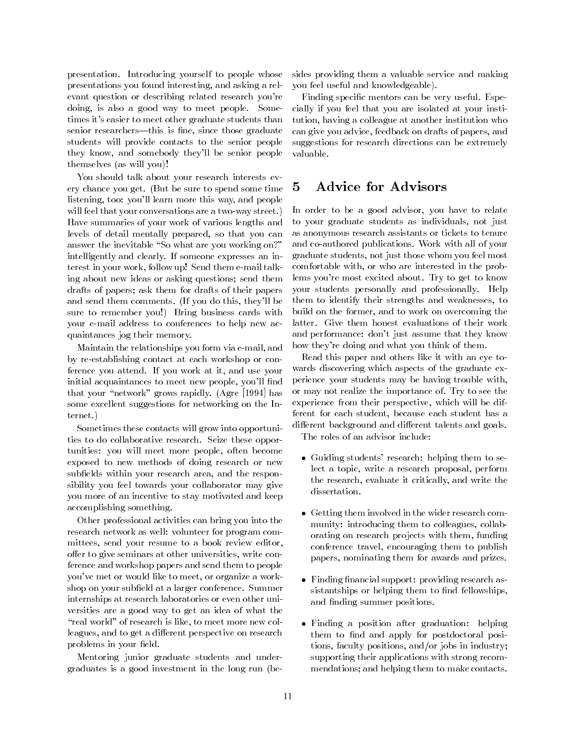presentation. Introducing yourself to people whose presentations you found interesting, and asking a relevant question or describing related research you're doing, is also a good way to meet people. Sometimes it's easier to meet other graduate students than senior researchers—this is fine, since those graduate students will provide contacts to the senior people they know, and somebody they'll be senior people themselves (as will you)!

You should talk about your research interests every chance you get. (But be sure to spend some time listening, too: you'll learn more this way, and people will feel that your conversations are a two-way street.) Have summaries of your work of various lengths and levels of detail mentally prepared, so that you can answer the inevitable "So what are you working on?" intelligently and clearly. If someone expresses an interest in your work, follow up! Send them e-mail talking about new ideas or asking questions; send them drafts of papers; ask them for drafts of their papers and send them comments. (If you do this, they'll be sure to remember you!) Bring business cards with your e-mail address to conferences to help new acquaintances jog their memory.

Maintain the relationships you form via e-mail, and by re-establishing contact at each workshop or conference you attend. If you work at it, and use your initial acquaintances to meet new people, you'll find that your "network" grows rapidly. (Agre [1994] has some excellent suggestions for networking on the Internet.)

Sometimes these contacts will grow into opportunities to do collaborative research. Seize these opportunities: you will meet more people, often become exposed to new methods of doing research or new subfields within your research area, and the responsibility you feel towards your collaborator may give you more of an incentive to stay motivated and keep accomplishing something.

Other professional activities can bring you into the research network as well: volunteer for program committees, send your resume to a book review editor, offer to give seminars at other universities, write conference and workshop papers and send them to people you've met or would like to meet, or organize a workshop on your subfield at a larger conference. Summer internships at research laboratories or even other universities are a good way to get an idea of what the "real world" of research is like, to meet more new colleagues, and to get a different perspective on research problems in your field.

Mentoring junior graduate students and undergraduates is a good investment in the long run (besides providing them a valuable service and making you feel useful and knowledgeable).

Finding specific mentors can be very useful. Especially if you feel that you are isolated at your institution, having a colleague at another institution who can give you advice, feedback on drafts of papers, and suggestions for research directions can be extremely valuable.

# 5 Advice for Advisors

In order to be a good advisor, you have to relate to your graduate students as individuals, not just as anonymous research assistants or tickets to tenure and co-authored publications. Work with all of your graduate students, not just those whom you feel most comfortable with, or who are interested in the problems you're most excited about. Try to get to know your students personally and professionally. Help them to identify their strengths and weaknesses, to build on the former, and to work on overcoming the latter. Give them honest evaluations of their work and performance: don't just assume that they know how they're doing and what you think of them.

Read this paper and others like it with an eye towards discovering which aspects of the graduate experience your students may be having trouble with, or may not realize the importance of. Try to see the experience from their perspective, which will be different for each student, because each student has a different background and different talents and goals.

The roles of an advisor include:

- Guiding students' research: helping them to select a topic, write a research proposal, perform the research, evaluate it critically, and write the dissertation.
- Getting them involved in the wider research community: introducing them to colleagues, collaborating on research projects with them, funding conference travel, encouraging them to publish papers, nominating them for awards and prizes.
- Finding financial support: providing research assistantships or helping them to find fellowships, and finding summer positions.
- Finding a position after graduation: helping them to find and apply for postdoctoral positions, faculty positions, and/or jobs in industry; supporting their applications with strong recommendations; and helping them to make contacts.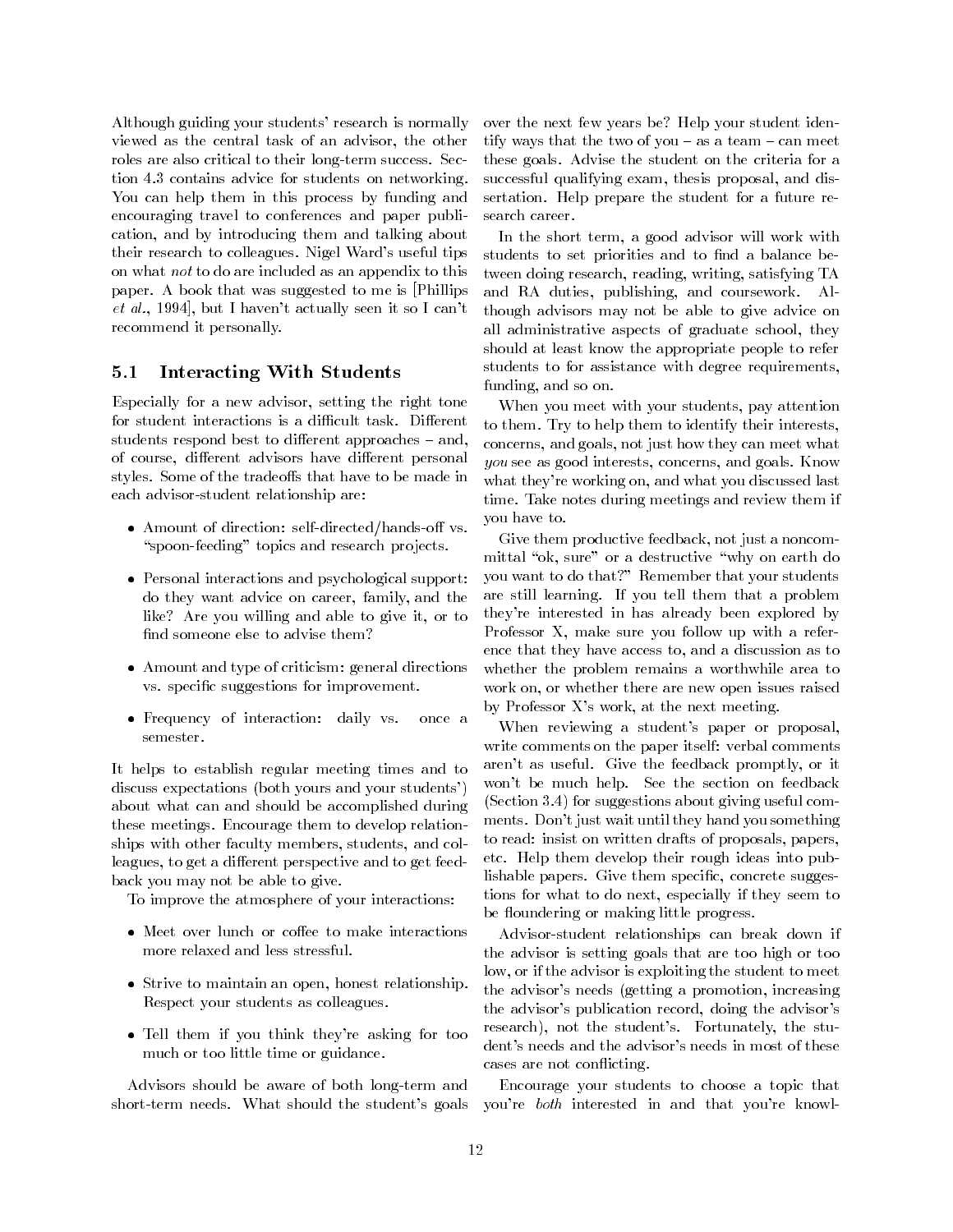Although guiding your students' research is normally viewed as the central task of an advisor, the other roles are also critical to their long-term success. Section 4.3 contains advice for students on networking. You can help them in this process by funding and encouraging travel to conferences and paper publication, and by introducing them and talking about their research to colleagues. Nigel Ward's useful tips on what *not* to do are included as an appendix to this paper. A book that was suggested to me is [Phillips *et al.*, 1994], but I haven't actually seen it so I can't recommend it personally.

## 5.1 Interacting With Students

Especially for a new advisor, setting the right tone for student interactions is a difficult task. Different students respond best to different approaches – and, of course, different advisors have different personal styles. Some of the tradeoffs that have to be made in each advisor-student relationship are:

- Amount of direction: self-directed/hands-off vs. "spoon-feeding" topics and research projects.
- Personal interactions and psychological support: do they want advice on career, family, and the like? Are you willing and able to give it, or to find someone else to advise them?
- Amount and type of criticism: general directions vs. specific suggestions for improvement.
- Frequency of interaction: daily vs. once a semester.

It helps to establish regular meeting times and to discuss expectations (both yours and your students') about what can and should be accomplished during these meetings. Encourage them to develop relationships with other faculty members, students, and colleagues, to get a different perspective and to get feedback you may not be able to give.

To improve the atmosphere of your interactions:

- Meet over lunch or coffee to make interactions more relaxed and less stressful.
- Strive to maintain an open, honest relationship. Respect your students as colleagues.
- Tell them if you think they're asking for too much or too little time or guidance.

Advisors should be aware of both long-term and short-term needs. What should the student's goals over the next few years be? Help your student identify ways that the two of you – as a team – can meet these goals. Advise the student on the criteria for a successful qualifying exam, thesis proposal, and dissertation. Help prepare the student for a future research career.

In the short term, a good advisor will work with students to set priorities and to find a balance between doing research, reading, writing, satisfying TA and RA duties, publishing, and coursework. Although advisors may not be able to give advice on all administrative aspects of graduate school, they should at least know the appropriate people to refer students to for assistance with degree requirements, funding, and so on.

When you meet with your students, pay attention to them. Try to help them to identify their interests, concerns, and goals, not just how they can meet what *you* see as good interests, concerns, and goals. Know what they're working on, and what you discussed last time. Take notes during meetings and review them if you have to.

Give them productive feedback, not just a noncommittal "ok, sure" or a destructive "why on earth do you want to do that?" Remember that your students are still learning. If you tell them that a problem they're interested in has already been explored by Professor X, make sure you follow up with a reference that they have access to, and a discussion as to whether the problem remains a worthwhile area to work on, or whether there are new open issues raised by Professor X's work, at the next meeting.

When reviewing a student's paper or proposal, write comments on the paper itself: verbal comments aren't as useful. Give the feedback promptly, or it won't be much help. See the section on feedback (Section 3.4) for suggestions about giving useful comments. Don't just wait until they hand you something to read: insist on written drafts of proposals, papers, etc. Help them develop their rough ideas into publishable papers. Give them specific, concrete suggestions for what to do next, especially if they seem to be floundering or making little progress.

Advisor-student relationships can break down if the advisor is setting goals that are too high or too low, or if the advisor is exploiting the student to meet the advisor's needs (getting a promotion, increasing the advisor's publication record, doing the advisor's research), not the student's. Fortunately, the student's needs and the advisor's needs in most of these cases are not conflicting.

Encourage your students to choose a topic that you're *both* interested in and that you're knowl-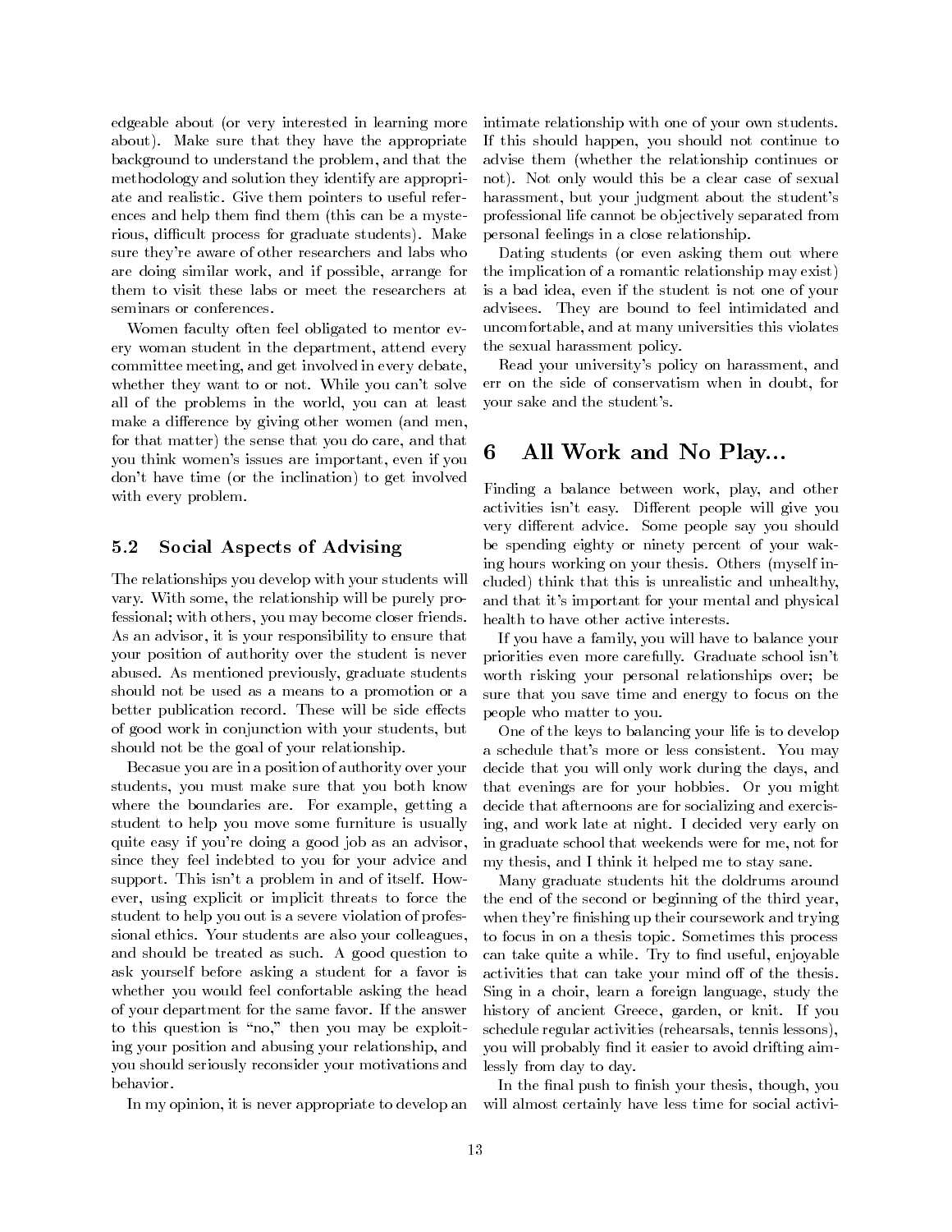edgeable about (or very interested in learning more about). Make sure that they have the appropriate background to understand the problem, and that the methodology and solution they identify are appropriate and realistic. Give them pointers to useful references and help them find them (this can be a mysterious, difficult process for graduate students). Make sure they're aware of other researchers and labs who are doing similar work, and if possible, arrange for them to visit these labs or meet the researchers at seminars or conferences.

Women faculty often feel obligated to mentor every woman student in the department, attend every committee meeting, and get involved in every debate, whether they want to or not. While you can't solve all of the problems in the world, you can at least make a difference by giving other women (and men, for that matter) the sense that you do care, and that you think women's issues are important, even if you don't have time (or the inclination) to get involved with every problem.

### 5.2 Social Aspects of Advising

The relationships you develop with your students will vary. With some, the relationship will be purely professional; with others, you may become closer friends. As an advisor, it is your responsibility to ensure that your position of authority over the student is never abused. As mentioned previously, graduate students should not be used as a means to a promotion or a better publication record. These will be side effects of good work in conjunction with your students, but should not be the goal of your relationship.

Becasue you are in a position of authority over your students, you must make sure that you both know where the boundaries are. For example, getting a student to help you move some furniture is usually quite easy if you're doing a good job as an advisor, since they feel indebted to you for your advice and support. This isn't a problem in and of itself. However, using explicit or implicit threats to force the student to help you out is a severe violation of professional ethics. Your students are also your colleagues, and should be treated as such. A good question to ask yourself before asking a student for a favor is whether you would feel confortable asking the head of your department for the same favor. If the answer to this question is "no," then you may be exploiting your position and abusing your relationship, and you should seriously reconsider your motivations and behavior.

In my opinion, it is never appropriate to develop an intimate relationship with one of your own students. If this should happen, you should not continue to advise them (whether the relationship continues or not). Not only would this be a clear case of sexual harassment, but your judgment about the student's professional life cannot be objectively separated from personal feelings in a close relationship.

Dating students (or even asking them out where the implication of a romantic relationship may exist) is a bad idea, even if the student is not one of your advisees. They are bound to feel intimidated and uncomfortable, and at many universities this violates the sexual harassment policy.

Read your university's policy on harassment, and err on the side of conservatism when in doubt, for your sake and the student's.

## 6 All Work and No Play...

Finding a balance between work, play, and other activities isn't easy. Different people will give you very different advice. Some people say you should be spending eighty or ninety percent of your waking hours working on your thesis. Others (myself included) think that this is unrealistic and unhealthy, and that it's important for your mental and physical health to have other active interests.

If you have a family, you will have to balance your priorities even more carefully. Graduate school isn't worth risking your personal relationships over; be sure that you save time and energy to focus on the people who matter to you.

One of the keys to balancing your life is to develop a schedule that's more or less consistent. You may decide that you will only work during the days, and that evenings are for your hobbies. Or you might decide that afternoons are for socializing and exercising, and work late at night. I decided very early on in graduate school that weekends were for me, not for my thesis, and I think it helped me to stay sane.

Many graduate students hit the doldrums around the end of the second or beginning of the third year, when they're finishing up their coursework and trying to focus in on a thesis topic. Sometimes this process can take quite a while. Try to find useful, enjoyable activities that can take your mind off of the thesis. Sing in a choir, learn a foreign language, study the history of ancient Greece, garden, or knit. If you schedule regular activities (rehearsals, tennis lessons), you will probably find it easier to avoid drifting aimlessly from day to day.

In the final push to finish your thesis, though, you will almost certainly have less time for social activi-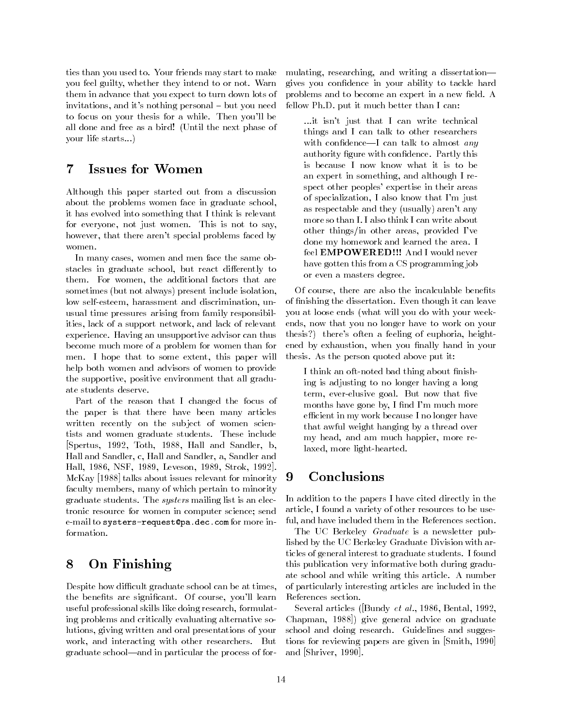ties than you used to. Your friends may start to make you feel guilty, whether they intend to or not. Warn them in advance that you expect to turn down lots of invitations, and it's nothing personal – but you need to focus on your thesis for a while. Then you'll be all done and free as a bird! (Until the next phase of your life starts...)

## 7 Issues for Women

Although this paper started out from a discussion about the problems women face in graduate school, it has evolved into something that I think is relevant for everyone, not just women. This is not to say, however, that there aren't special problems faced by women.

In many cases, women and men face the same obstacles in graduate school, but react differently to them. For women, the additional factors that are sometimes (but not always) present include isolation, low self-esteem, harassment and discrimination, unusual time pressures arising from family responsibilities, lack of a support network, and lack of relevant experience. Having an unsupportive advisor can thus become much more of a problem for women than for men. I hope that to some extent, this paper will help both women and advisors of women to provide the supportive, positive environment that all graduate students deserve.

Part of the reason that I changed the focus of the paper is that there have been many articles written recently on the subject of women scientists and women graduate students. These include [Spertus, 1992, Toth, 1988, Hall and Sandler, b, Hall and Sandler, c, Hall and Sandler, a, Sandler and Hall, 1986, NSF, 1989, Leveson, 1989, Strok, 1992]. McKay [1988] talks about issues relevant for minority faculty members, many of which pertain to minority graduate students. The *systers* mailing list is an electronic resource for women in computer science; send e-mail to `systers-request@pa.dec.com` for more information.

## 8 On Finishing

Despite how difficult graduate school can be at times, the benefits are significant. Of course, you'll learn useful professional skills like doing research, formulating problems and critically evaluating alternative solutions, giving written and oral presentations of your work, and interacting with other researchers. But graduate school—and in particular the process of formulating, researching, and writing a dissertation—gives you confidence in your ability to tackle hard problems and to become an expert in a new field. A fellow Ph.D. put it much better than I can:

> ...it isn't just that I can write technical things and I can talk to other researchers with confidence—I can talk to almost *any* authority figure with confidence. Partly this is because I now know what it is to be an expert in something, and although I respect other peoples' expertise in their areas of specialization, I also know that I'm just as respectable and they (usually) aren't any more so than I. I also think I can write about other things/in other areas, provided I've done my homework and learned the area. I feel **EMPOWERED!!!** And I would never have gotten this from a CS programming job or even a masters degree.

Of course, there are also the incalculable benefits of finishing the dissertation. Even though it can leave you at loose ends (what will you do with your weekends, now that you no longer have to work on your thesis?) there's often a feeling of euphoria, heightened by exhaustion, when you finally hand in your thesis. As the person quoted above put it:

> I think an oft-noted bad thing about finishing is adjusting to no longer having a long term, ever-elusive goal. But now that five months have gone by, I find I'm much more efficient in my work because I no longer have that awful weight hanging by a thread over my head, and am much happier, more relaxed, more light-hearted.

## 9 Conclusions

In addition to the papers I have cited directly in the article, I found a variety of other resources to be useful, and have included them in the References section.

The UC Berkeley *Graduate* is a newsletter published by the UC Berkeley Graduate Division with articles of general interest to graduate students. I found this publication very informative both during graduate school and while writing this article. A number of particularly interesting articles are included in the References section.

Several articles ([Bundy *et al.*, 1986, Bental, 1992, Chapman, 1988]) give general advice on graduate school and doing research. Guidelines and suggestions for reviewing papers are given in [Smith, 1990] and [Shriver, 1990].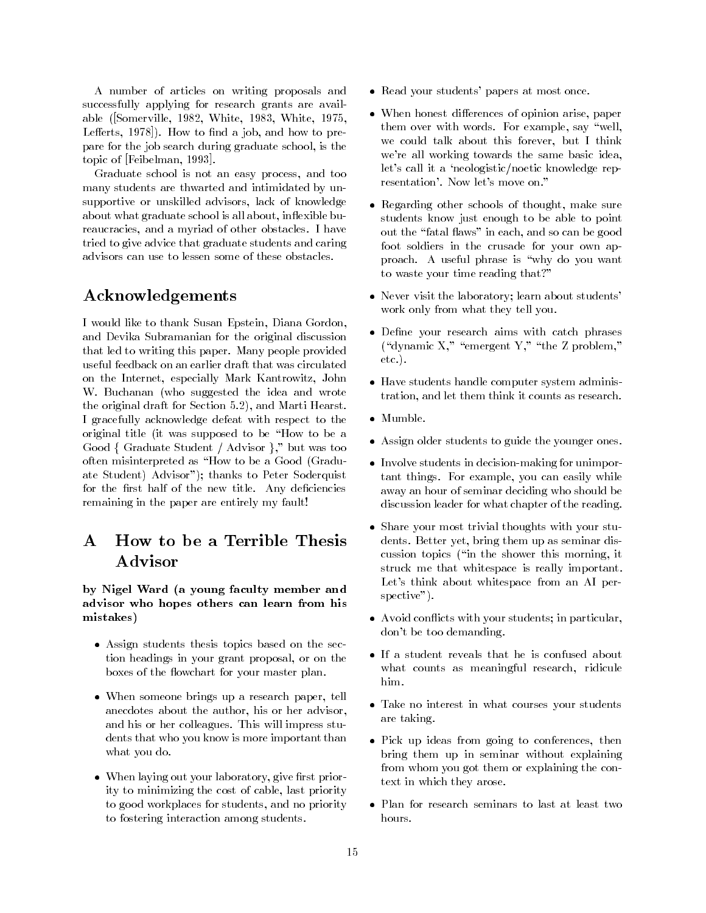A number of articles on writing proposals and successfully applying for research grants are available ([Somerville, 1982, White, 1983, White, 1975, Lefferts, 1978]). How to find a job, and how to prepare for the job search during graduate school, is the topic of [Feibelman, 1993].

Graduate school is not an easy process, and too many students are thwarted and intimidated by unsupportive or unskilled advisors, lack of knowledge about what graduate school is all about, inflexible bureaucracies, and a myriad of other obstacles. I have tried to give advice that graduate students and caring advisors can use to lessen some of these obstacles.

## Acknowledgements

I would like to thank Susan Epstein, Diana Gordon, and Devika Subramanian for the original discussion that led to writing this paper. Many people provided useful feedback on an earlier draft that was circulated on the Internet, especially Mark Kantrowitz, John W. Buchanan (who suggested the idea and wrote the original draft for Section 5.2), and Marti Hearst. I gracefully acknowledge defeat with respect to the original title (it was supposed to be "How to be a Good { Graduate Student / Advisor }," but was too often misinterpreted as "How to be a Good (Graduate Student) Advisor"); thanks to Peter Soderquist for the first half of the new title. Any deficiencies remaining in the paper are entirely my fault!

## A How to be a Terrible Thesis Advisor

**by Nigel Ward (a young faculty member and advisor who hopes others can learn from his mistakes)**

- Assign students thesis topics based on the section headings in your grant proposal, or on the boxes of the flowchart for your master plan.
- When someone brings up a research paper, tell anecdotes about the author, his or her advisor, and his or her colleagues. This will impress students that who you know is more important than what you do.
- When laying out your laboratory, give first priority to minimizing the cost of cable, last priority to good workplaces for students, and no priority to fostering interaction among students.
- Read your students' papers at most once.
- When honest differences of opinion arise, paper them over with words. For example, say "well, we could talk about this forever, but I think we're all working towards the same basic idea, let's call it a 'neologistic/noetic knowledge representation'. Now let's move on."
- Regarding other schools of thought, make sure students know just enough to be able to point out the "fatal flaws" in each, and so can be good foot soldiers in the crusade for your own approach. A useful phrase is "why do you want to waste your time reading that?"
- Never visit the laboratory; learn about students' work only from what they tell you.
- Define your research aims with catch phrases ("dynamic X," "emergent Y," "the Z problem," etc.).
- Have students handle computer system administration, and let them think it counts as research.
- Mumble.
- Assign older students to guide the younger ones.
- Involve students in decision-making for unimportant things. For example, you can easily while away an hour of seminar deciding who should be discussion leader for what chapter of the reading.
- Share your most trivial thoughts with your students. Better yet, bring them up as seminar discussion topics ("in the shower this morning, it struck me that whitespace is really important. Let's think about whitespace from an AI perspective").
- Avoid conflicts with your students; in particular, don't be too demanding.
- If a student reveals that he is confused about what counts as meaningful research, ridicule him.
- Take no interest in what courses your students are taking.
- Pick up ideas from going to conferences, then bring them up in seminar without explaining from whom you got them or explaining the context in which they arose.
- Plan for research seminars to last at least two hours.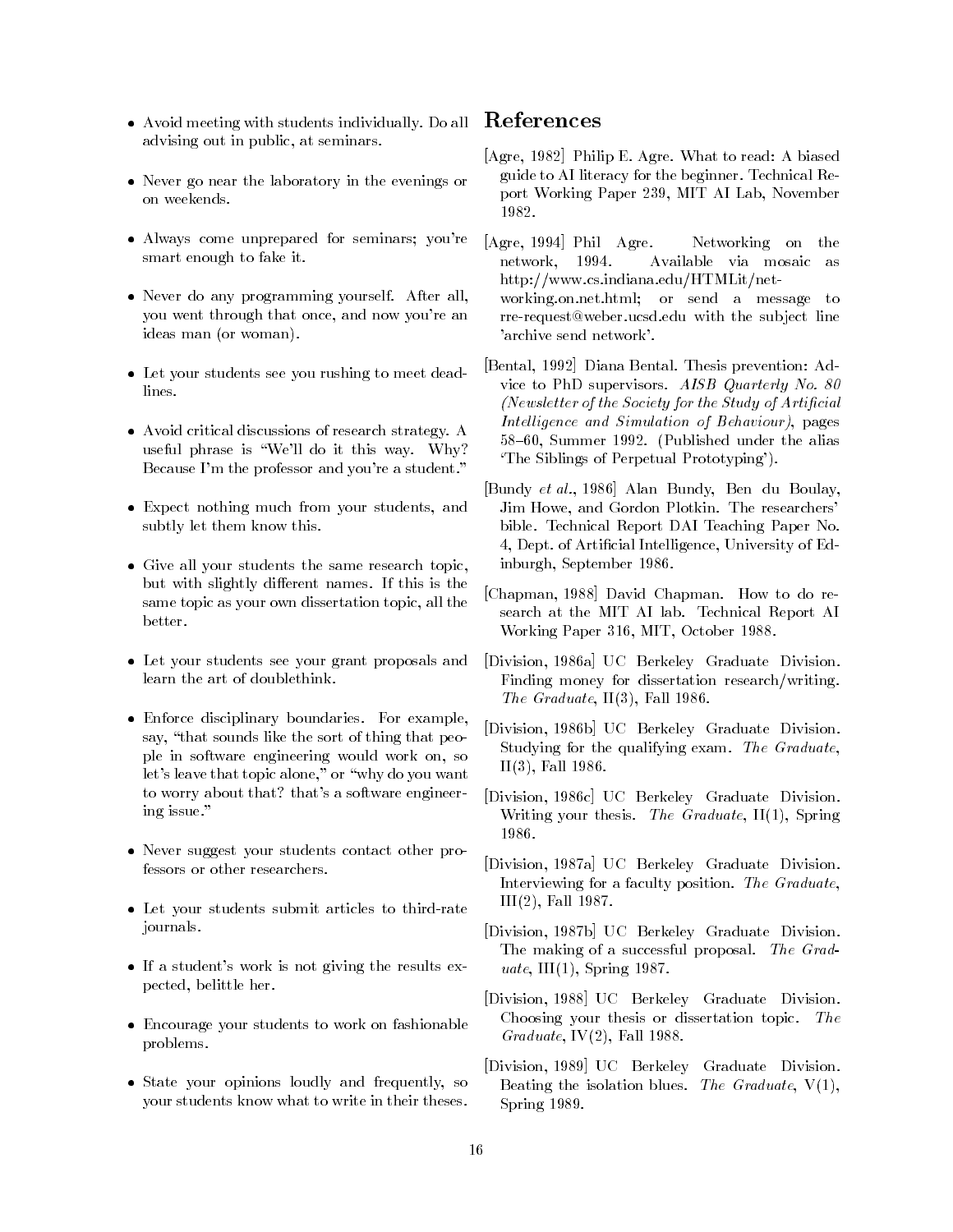- Avoid meeting with students individually. Do all advising out in public, at seminars.
- Never go near the laboratory in the evenings or on weekends.
- Always come unprepared for seminars; you're smart enough to fake it.
- Never do any programming yourself. After all, you went through that once, and now you're an ideas man (or woman).
- Let your students see you rushing to meet deadlines.
- Avoid critical discussions of research strategy. A useful phrase is "We'll do it this way. Why? Because I'm the professor and you're a student."
- Expect nothing much from your students, and subtly let them know this.
- Give all your students the same research topic, but with slightly different names. If this is the same topic as your own dissertation topic, all the better.
- Let your students see your grant proposals and learn the art of doublethink.
- Enforce disciplinary boundaries. For example, say, "that sounds like the sort of thing that people in software engineering would work on, so let's leave that topic alone," or "why do you want to worry about that? that's a software engineering issue."
- Never suggest your students contact other professors or other researchers.
- Let your students submit articles to third-rate journals.
- If a student's work is not giving the results expected, belittle her.
- Encourage your students to work on fashionable problems.
- State your opinions loudly and frequently, so your students know what to write in their theses.

# References

[Agre, 1982] Philip E. Agre. What to read: A biased guide to AI literacy for the beginner. Technical Report Working Paper 239, MIT AI Lab, November 1982.

[Agre, 1994] Phil Agre. Networking on the network, 1994. Available via mosaic as http://www.cs.indiana.edu/HTMLit/networking.on.net.html; or send a message to rre-request@weber.ucsd.edu with the subject line 'archive send network'.

[Bental, 1992] Diana Bental. Thesis prevention: Advice to PhD supervisors. *AISB Quarterly No. 80 (Newsletter of the Society for the Study of Artificial Intelligence and Simulation of Behaviour)*, pages 58–60, Summer 1992. (Published under the alias 'The Siblings of Perpetual Prototyping').

[Bundy *et al.*, 1986] Alan Bundy, Ben du Boulay, Jim Howe, and Gordon Plotkin. The researchers' bible. Technical Report DAI Teaching Paper No. 4, Dept. of Artificial Intelligence, University of Edinburgh, September 1986.

[Chapman, 1988] David Chapman. How to do research at the MIT AI lab. Technical Report AI Working Paper 316, MIT, October 1988.

[Division, 1986a] UC Berkeley Graduate Division. Finding money for dissertation research/writing. *The Graduate*, II(3), Fall 1986.

[Division, 1986b] UC Berkeley Graduate Division. Studying for the qualifying exam. *The Graduate*, II(3), Fall 1986.

[Division, 1986c] UC Berkeley Graduate Division. Writing your thesis. *The Graduate*, II(1), Spring 1986.

[Division, 1987a] UC Berkeley Graduate Division. Interviewing for a faculty position. *The Graduate*, III(2), Fall 1987.

[Division, 1987b] UC Berkeley Graduate Division. The making of a successful proposal. *The Graduate*, III(1), Spring 1987.

[Division, 1988] UC Berkeley Graduate Division. Choosing your thesis or dissertation topic. *The Graduate*, IV(2), Fall 1988.

[Division, 1989] UC Berkeley Graduate Division. Beating the isolation blues. *The Graduate*, V(1), Spring 1989.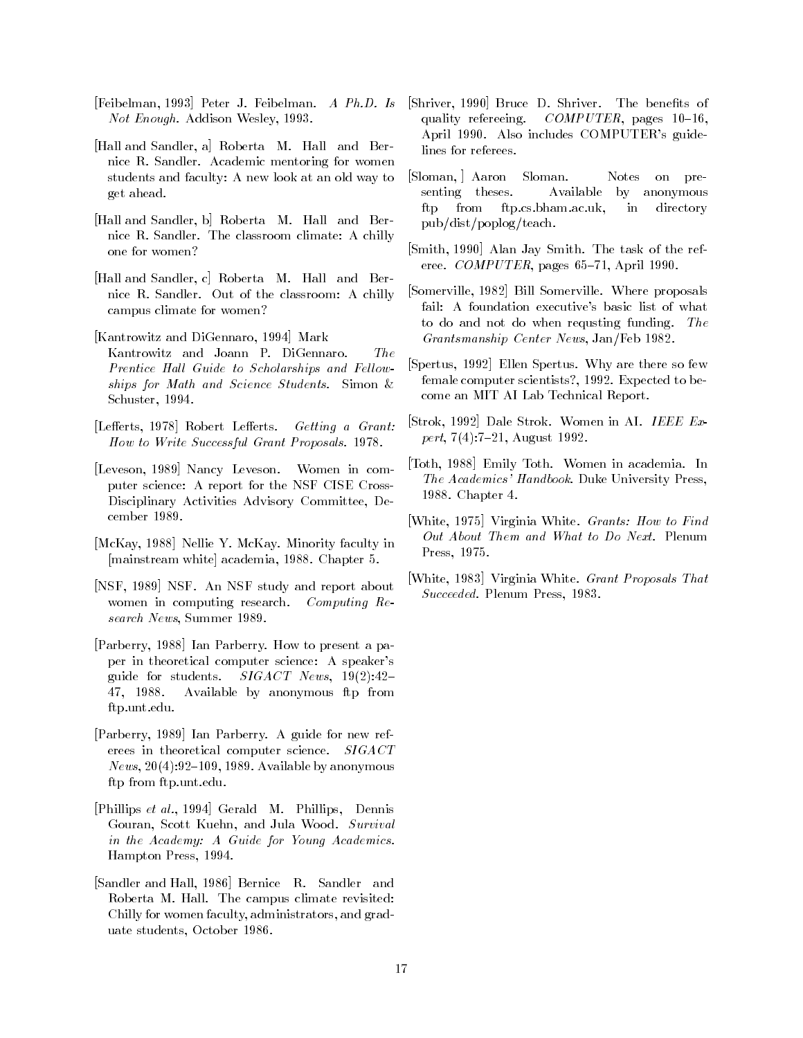[Feibelman, 1993] Peter J. Feibelman. *A Ph.D. Is Not Enough*. Addison Wesley, 1993.

[Hall and Sandler, a] Roberta M. Hall and Bernice R. Sandler. Academic mentoring for women students and faculty: A new look at an old way to get ahead.

[Hall and Sandler, b] Roberta M. Hall and Bernice R. Sandler. The classroom climate: A chilly one for women?

[Hall and Sandler, c] Roberta M. Hall and Bernice R. Sandler. Out of the classroom: A chilly campus climate for women?

[Kantrowitz and DiGennaro, 1994] Mark Kantrowitz and Joann P. DiGennaro. *The Prentice Hall Guide to Scholarships and Fellowships for Math and Science Students*. Simon & Schuster, 1994.

[Lefferts, 1978] Robert Lefferts. *Getting a Grant: How to Write Successful Grant Proposals*. 1978.

[Leveson, 1989] Nancy Leveson. Women in computer science: A report for the NSF CISE Cross-Disciplinary Activities Advisory Committee, December 1989.

[McKay, 1988] Nellie Y. McKay. Minority faculty in [mainstream white] academia, 1988. Chapter 5.

[NSF, 1989] NSF. An NSF study and report about women in computing research. *Computing Research News*, Summer 1989.

[Parberry, 1988] Ian Parberry. How to present a paper in theoretical computer science: A speaker's guide for students. *SIGACT News*, 19(2):42–47, 1988. Available by anonymous ftp from ftp.unt.edu.

[Parberry, 1989] Ian Parberry. A guide for new referees in theoretical computer science. *SIGACT News*, 20(4):92–109, 1989. Available by anonymous ftp from ftp.unt.edu.

[Phillips *et al.*, 1994] Gerald M. Phillips, Dennis Gouran, Scott Kuehn, and Jula Wood. *Survival in the Academy: A Guide for Young Academics*. Hampton Press, 1994.

[Sandler and Hall, 1986] Bernice R. Sandler and Roberta M. Hall. The campus climate revisited: Chilly for women faculty, administrators, and graduate students, October 1986.

[Shriver, 1990] Bruce D. Shriver. The benefits of quality refereeing. *COMPUTER*, pages 10–16, April 1990. Also includes COMPUTER's guidelines for referees.

[Sloman, ] Aaron Sloman. Notes on presenting theses. Available by anonymous ftp from ftp.cs.bham.ac.uk, in directory pub/dist/poplog/teach.

[Smith, 1990] Alan Jay Smith. The task of the referee. *COMPUTER*, pages 65–71, April 1990.

[Somerville, 1982] Bill Somerville. Where proposals fail: A foundation executive's basic list of what to do and not do when requsting funding. *The Grantsmanship Center News*, Jan/Feb 1982.

[Spertus, 1992] Ellen Spertus. Why are there so few female computer scientists?, 1992. Expected to become an MIT AI Lab Technical Report.

[Strok, 1992] Dale Strok. Women in AI. *IEEE Expert*, 7(4):7–21, August 1992.

[Toth, 1988] Emily Toth. Women in academia. In *The Academics' Handbook*. Duke University Press, 1988. Chapter 4.

[White, 1975] Virginia White. *Grants: How to Find Out About Them and What to Do Next*. Plenum Press, 1975.

[White, 1983] Virginia White. *Grant Proposals That Succeeded*. Plenum Press, 1983.